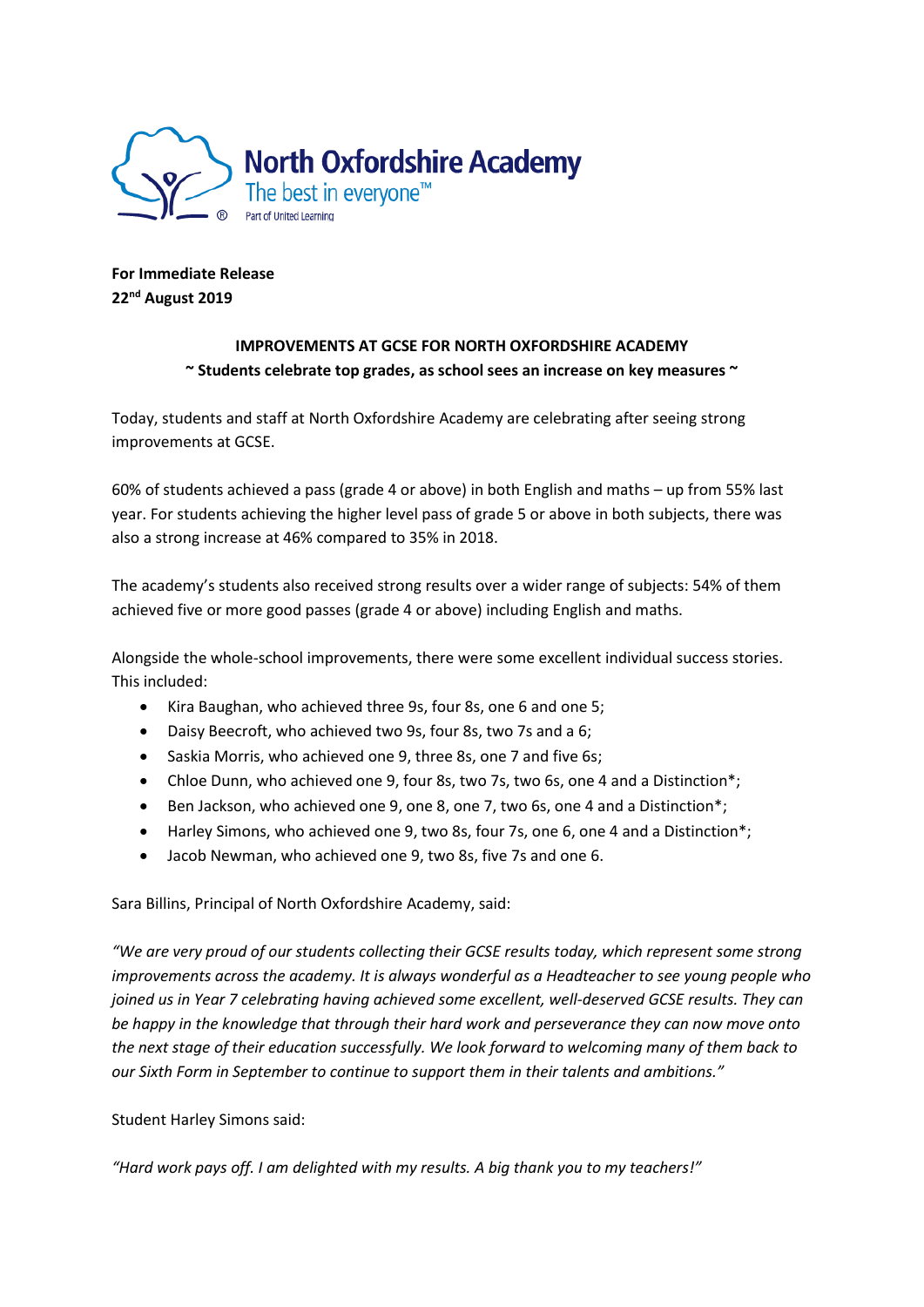North Oxfordshire Academy
The best in everyone™
Part of United Learning

**For Immediate Release**
**22nd August 2019**

**IMPROVEMENTS AT GCSE FOR NORTH OXFORDSHIRE ACADEMY**
**~ Students celebrate top grades, as school sees an increase on key measures ~**

Today, students and staff at North Oxfordshire Academy are celebrating after seeing strong improvements at GCSE.

60% of students achieved a pass (grade 4 or above) in both English and maths – up from 55% last year. For students achieving the higher level pass of grade 5 or above in both subjects, there was also a strong increase at 46% compared to 35% in 2018.

The academy's students also received strong results over a wider range of subjects: 54% of them achieved five or more good passes (grade 4 or above) including English and maths.

Alongside the whole-school improvements, there were some excellent individual success stories. This included:

- Kira Baughan, who achieved three 9s, four 8s, one 6 and one 5;
- Daisy Beecroft, who achieved two 9s, four 8s, two 7s and a 6;
- Saskia Morris, who achieved one 9, three 8s, one 7 and five 6s;
- Chloe Dunn, who achieved one 9, four 8s, two 7s, two 6s, one 4 and a Distinction*;
- Ben Jackson, who achieved one 9, one 8, one 7, two 6s, one 4 and a Distinction*;
- Harley Simons, who achieved one 9, two 8s, four 7s, one 6, one 4 and a Distinction*;
- Jacob Newman, who achieved one 9, two 8s, five 7s and one 6.

Sara Billins, Principal of North Oxfordshire Academy, said:

*"We are very proud of our students collecting their GCSE results today, which represent some strong improvements across the academy. It is always wonderful as a Headteacher to see young people who joined us in Year 7 celebrating having achieved some excellent, well-deserved GCSE results. They can be happy in the knowledge that through their hard work and perseverance they can now move onto the next stage of their education successfully. We look forward to welcoming many of them back to our Sixth Form in September to continue to support them in their talents and ambitions."*

Student Harley Simons said:

*"Hard work pays off. I am delighted with my results. A big thank you to my teachers!"*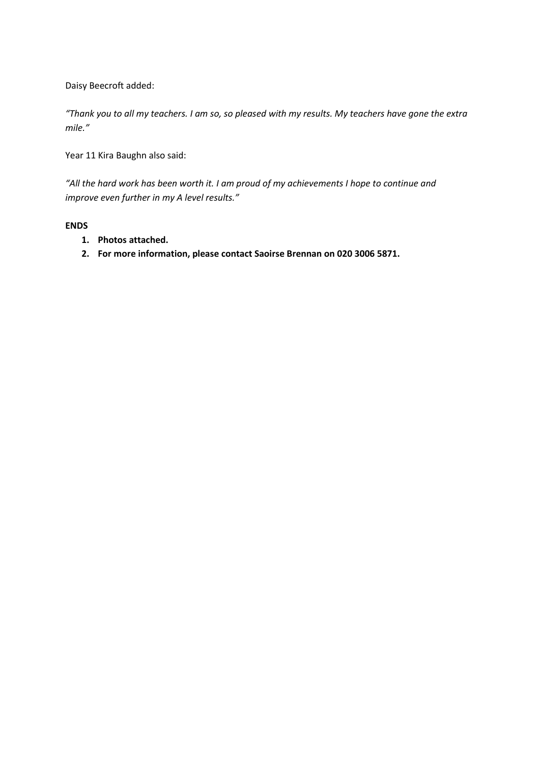Daisy Beecroft added:

*"Thank you to all my teachers. I am so, so pleased with my results. My teachers have gone the extra mile."*

Year 11 Kira Baughn also said:

*"All the hard work has been worth it. I am proud of my achievements I hope to continue and improve even further in my A level results."*

**ENDS**

1. **Photos attached.**
2. **For more information, please contact Saoirse Brennan on 020 3006 5871.**